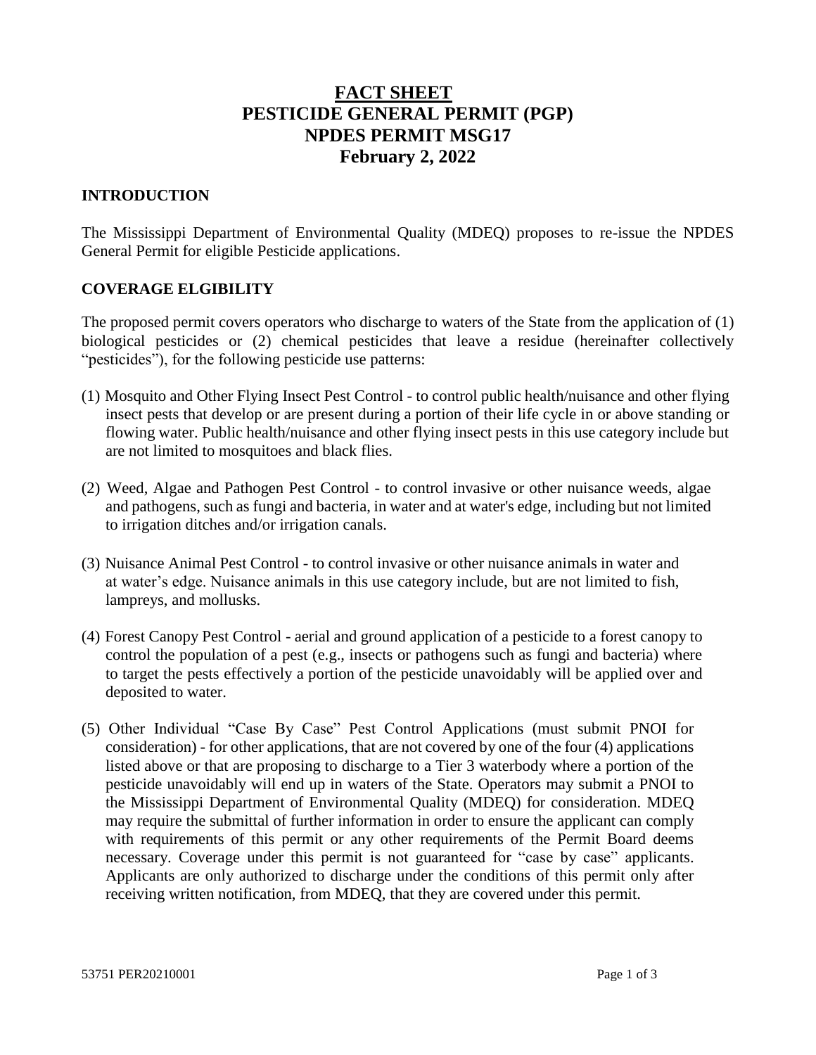# FACT SHEET
# PESTICIDE GENERAL PERMIT (PGP)
# NPDES PERMIT MSG17
# February 2, 2022

## INTRODUCTION

The Mississippi Department of Environmental Quality (MDEQ) proposes to re-issue the NPDES General Permit for eligible Pesticide applications.

## COVERAGE ELGIBILITY

The proposed permit covers operators who discharge to waters of the State from the application of (1) biological pesticides or (2) chemical pesticides that leave a residue (hereinafter collectively "pesticides"), for the following pesticide use patterns:

(1) Mosquito and Other Flying Insect Pest Control - to control public health/nuisance and other flying insect pests that develop or are present during a portion of their life cycle in or above standing or flowing water. Public health/nuisance and other flying insect pests in this use category include but are not limited to mosquitoes and black flies.

(2) Weed, Algae and Pathogen Pest Control - to control invasive or other nuisance weeds, algae and pathogens, such as fungi and bacteria, in water and at water's edge, including but not limited to irrigation ditches and/or irrigation canals.

(3) Nuisance Animal Pest Control - to control invasive or other nuisance animals in water and at water's edge. Nuisance animals in this use category include, but are not limited to fish, lampreys, and mollusks.

(4) Forest Canopy Pest Control - aerial and ground application of a pesticide to a forest canopy to control the population of a pest (e.g., insects or pathogens such as fungi and bacteria) where to target the pests effectively a portion of the pesticide unavoidably will be applied over and deposited to water.

(5) Other Individual "Case By Case" Pest Control Applications (must submit PNOI for consideration) - for other applications, that are not covered by one of the four (4) applications listed above or that are proposing to discharge to a Tier 3 waterbody where a portion of the pesticide unavoidably will end up in waters of the State. Operators may submit a PNOI to the Mississippi Department of Environmental Quality (MDEQ) for consideration. MDEQ may require the submittal of further information in order to ensure the applicant can comply with requirements of this permit or any other requirements of the Permit Board deems necessary. Coverage under this permit is not guaranteed for "case by case" applicants. Applicants are only authorized to discharge under the conditions of this permit only after receiving written notification, from MDEQ, that they are covered under this permit.

53751 PER20210001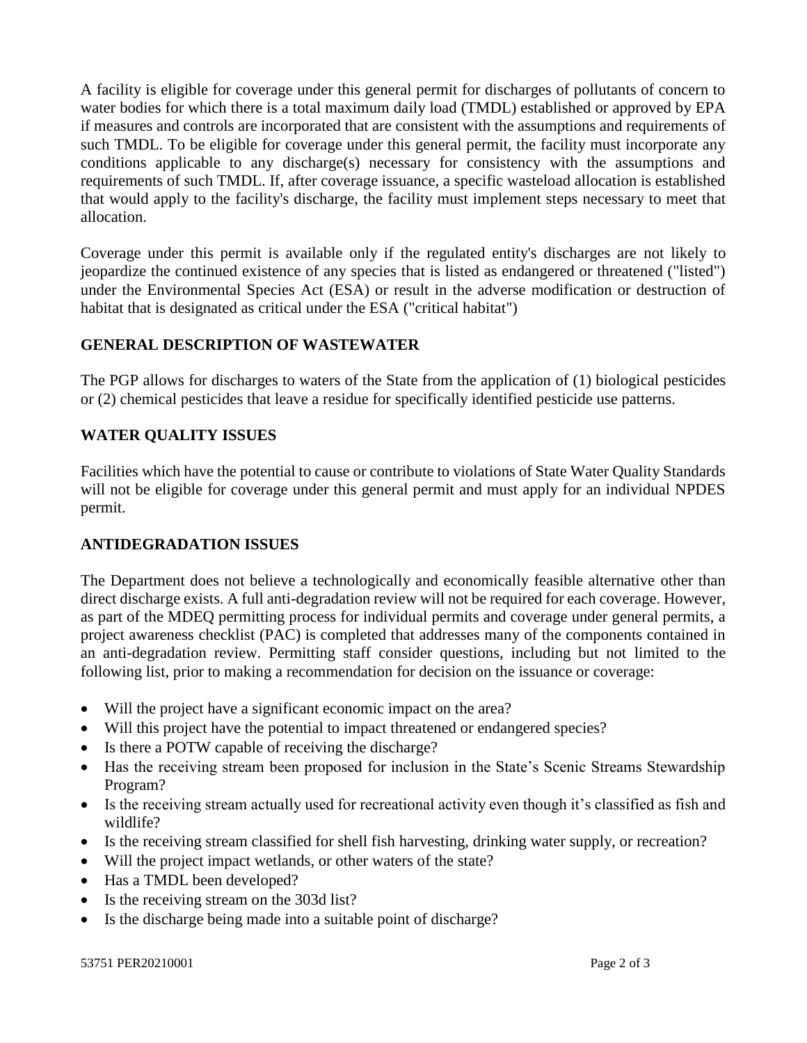A facility is eligible for coverage under this general permit for discharges of pollutants of concern to water bodies for which there is a total maximum daily load (TMDL) established or approved by EPA if measures and controls are incorporated that are consistent with the assumptions and requirements of such TMDL. To be eligible for coverage under this general permit, the facility must incorporate any conditions applicable to any discharge(s) necessary for consistency with the assumptions and requirements of such TMDL. If, after coverage issuance, a specific wasteload allocation is established that would apply to the facility's discharge, the facility must implement steps necessary to meet that allocation.

Coverage under this permit is available only if the regulated entity's discharges are not likely to jeopardize the continued existence of any species that is listed as endangered or threatened ("listed") under the Environmental Species Act (ESA) or result in the adverse modification or destruction of habitat that is designated as critical under the ESA ("critical habitat")

## GENERAL DESCRIPTION OF WASTEWATER

The PGP allows for discharges to waters of the State from the application of (1) biological pesticides or (2) chemical pesticides that leave a residue for specifically identified pesticide use patterns.

## WATER QUALITY ISSUES

Facilities which have the potential to cause or contribute to violations of State Water Quality Standards will not be eligible for coverage under this general permit and must apply for an individual NPDES permit.

## ANTIDEGRADATION ISSUES

The Department does not believe a technologically and economically feasible alternative other than direct discharge exists. A full anti-degradation review will not be required for each coverage. However, as part of the MDEQ permitting process for individual permits and coverage under general permits, a project awareness checklist (PAC) is completed that addresses many of the components contained in an anti-degradation review. Permitting staff consider questions, including but not limited to the following list, prior to making a recommendation for decision on the issuance or coverage:

- Will the project have a significant economic impact on the area?
- Will this project have the potential to impact threatened or endangered species?
- Is there a POTW capable of receiving the discharge?
- Has the receiving stream been proposed for inclusion in the State's Scenic Streams Stewardship Program?
- Is the receiving stream actually used for recreational activity even though it's classified as fish and wildlife?
- Is the receiving stream classified for shell fish harvesting, drinking water supply, or recreation?
- Will the project impact wetlands, or other waters of the state?
- Has a TMDL been developed?
- Is the receiving stream on the 303d list?
- Is the discharge being made into a suitable point of discharge?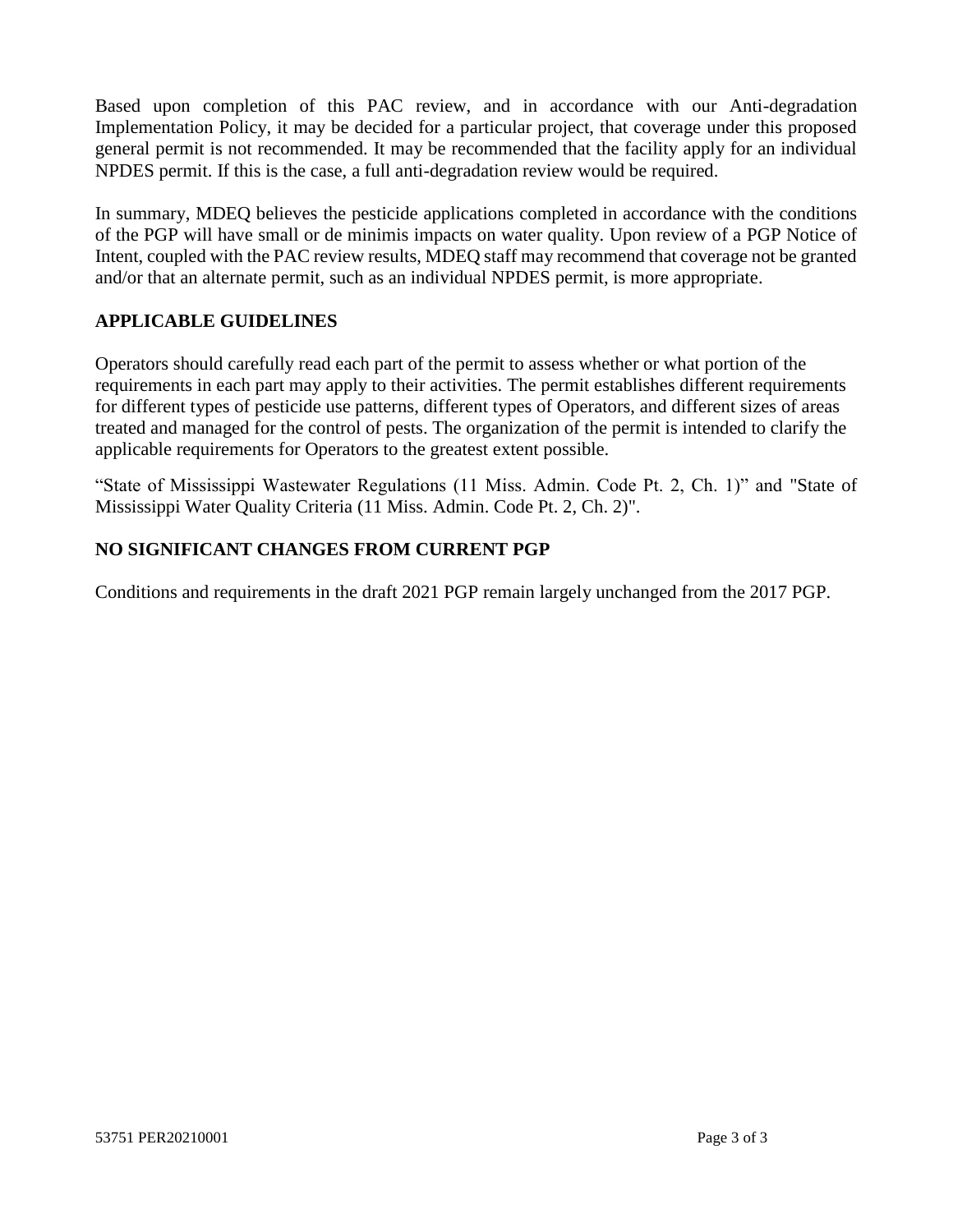Based upon completion of this PAC review, and in accordance with our Anti-degradation Implementation Policy, it may be decided for a particular project, that coverage under this proposed general permit is not recommended. It may be recommended that the facility apply for an individual NPDES permit. If this is the case, a full anti-degradation review would be required.

In summary, MDEQ believes the pesticide applications completed in accordance with the conditions of the PGP will have small or de minimis impacts on water quality. Upon review of a PGP Notice of Intent, coupled with the PAC review results, MDEQ staff may recommend that coverage not be granted and/or that an alternate permit, such as an individual NPDES permit, is more appropriate.

## APPLICABLE GUIDELINES

Operators should carefully read each part of the permit to assess whether or what portion of the requirements in each part may apply to their activities. The permit establishes different requirements for different types of pesticide use patterns, different types of Operators, and different sizes of areas treated and managed for the control of pests. The organization of the permit is intended to clarify the applicable requirements for Operators to the greatest extent possible.

"State of Mississippi Wastewater Regulations (11 Miss. Admin. Code Pt. 2, Ch. 1)" and "State of Mississippi Water Quality Criteria (11 Miss. Admin. Code Pt. 2, Ch. 2)".

## NO SIGNIFICANT CHANGES FROM CURRENT PGP

Conditions and requirements in the draft 2021 PGP remain largely unchanged from the 2017 PGP.